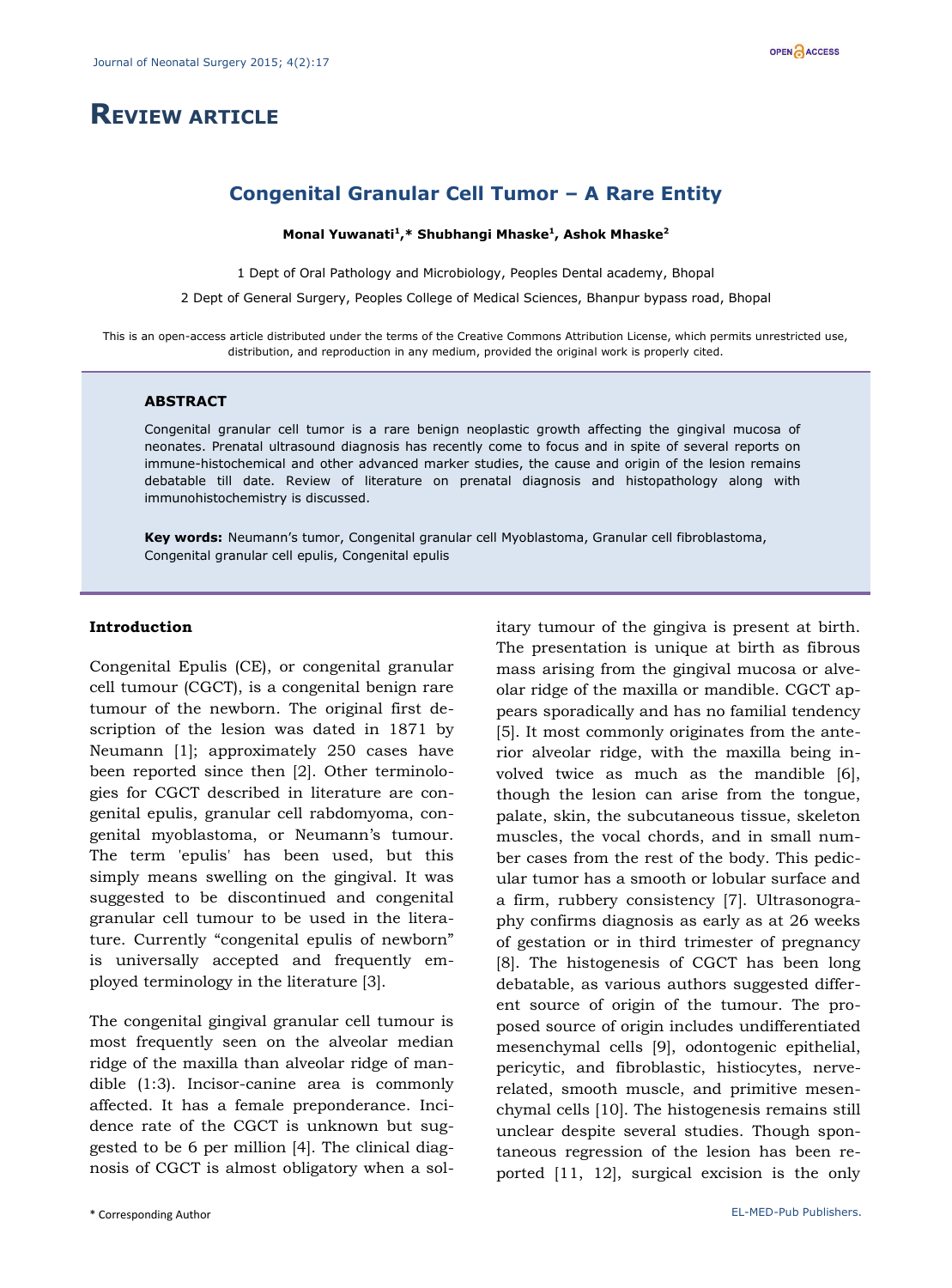# REVIEW ARTICLE

## Congenital Granular Cell Tumor – A Rare Entity

**Monal Yuwanati[1],* Shubhangi Mhaske[1], Ashok Mhaske[2]**

1 Dept of Oral Pathology and Microbiology, Peoples Dental academy, Bhopal

2 Dept of General Surgery, Peoples College of Medical Sciences, Bhanpur bypass road, Bhopal

This is an open-access article distributed under the terms of the Creative Commons Attribution License, which permits unrestricted use, distribution, and reproduction in any medium, provided the original work is properly cited.

### ABSTRACT

Congenital granular cell tumor is a rare benign neoplastic growth affecting the gingival mucosa of neonates. Prenatal ultrasound diagnosis has recently come to focus and in spite of several reports on immune-histochemical and other advanced marker studies, the cause and origin of the lesion remains debatable till date. Review of literature on prenatal diagnosis and histopathology along with immunohistochemistry is discussed.

**Key words:** Neumann's tumor, Congenital granular cell Myoblastoma, Granular cell fibroblastoma, Congenital granular cell epulis, Congenital epulis

### Introduction

Congenital Epulis (CE), or congenital granular cell tumour (CGCT), is a congenital benign rare tumour of the newborn. The original first description of the lesion was dated in 1871 by Neumann [1]; approximately 250 cases have been reported since then [2]. Other terminologies for CGCT described in literature are congenital epulis, granular cell rabdomyoma, congenital myoblastoma, or Neumann's tumour. The term 'epulis' has been used, but this simply means swelling on the gingival. It was suggested to be discontinued and congenital granular cell tumour to be used in the literature. Currently "congenital epulis of newborn" is universally accepted and frequently employed terminology in the literature [3].

The congenital gingival granular cell tumour is most frequently seen on the alveolar median ridge of the maxilla than alveolar ridge of mandible (1:3). Incisor-canine area is commonly affected. It has a female preponderance. Incidence rate of the CGCT is unknown but suggested to be 6 per million [4]. The clinical diagnosis of CGCT is almost obligatory when a solitary tumour of the gingiva is present at birth. The presentation is unique at birth as fibrous mass arising from the gingival mucosa or alveolar ridge of the maxilla or mandible. CGCT appears sporadically and has no familial tendency [5]. It most commonly originates from the anterior alveolar ridge, with the maxilla being involved twice as much as the mandible [6], though the lesion can arise from the tongue, palate, skin, the subcutaneous tissue, skeleton muscles, the vocal chords, and in small number cases from the rest of the body. This pedicular tumor has a smooth or lobular surface and a firm, rubbery consistency [7]. Ultrasonography confirms diagnosis as early as at 26 weeks of gestation or in third trimester of pregnancy [8]. The histogenesis of CGCT has been long debatable, as various authors suggested different source of origin of the tumour. The proposed source of origin includes undifferentiated mesenchymal cells [9], odontogenic epithelial, pericytic, and fibroblastic, histiocytes, nerve-related, smooth muscle, and primitive mesenchymal cells [10]. The histogenesis remains still unclear despite several studies. Though spontaneous regression of the lesion has been reported [11, 12], surgical excision is the only

\* Corresponding Author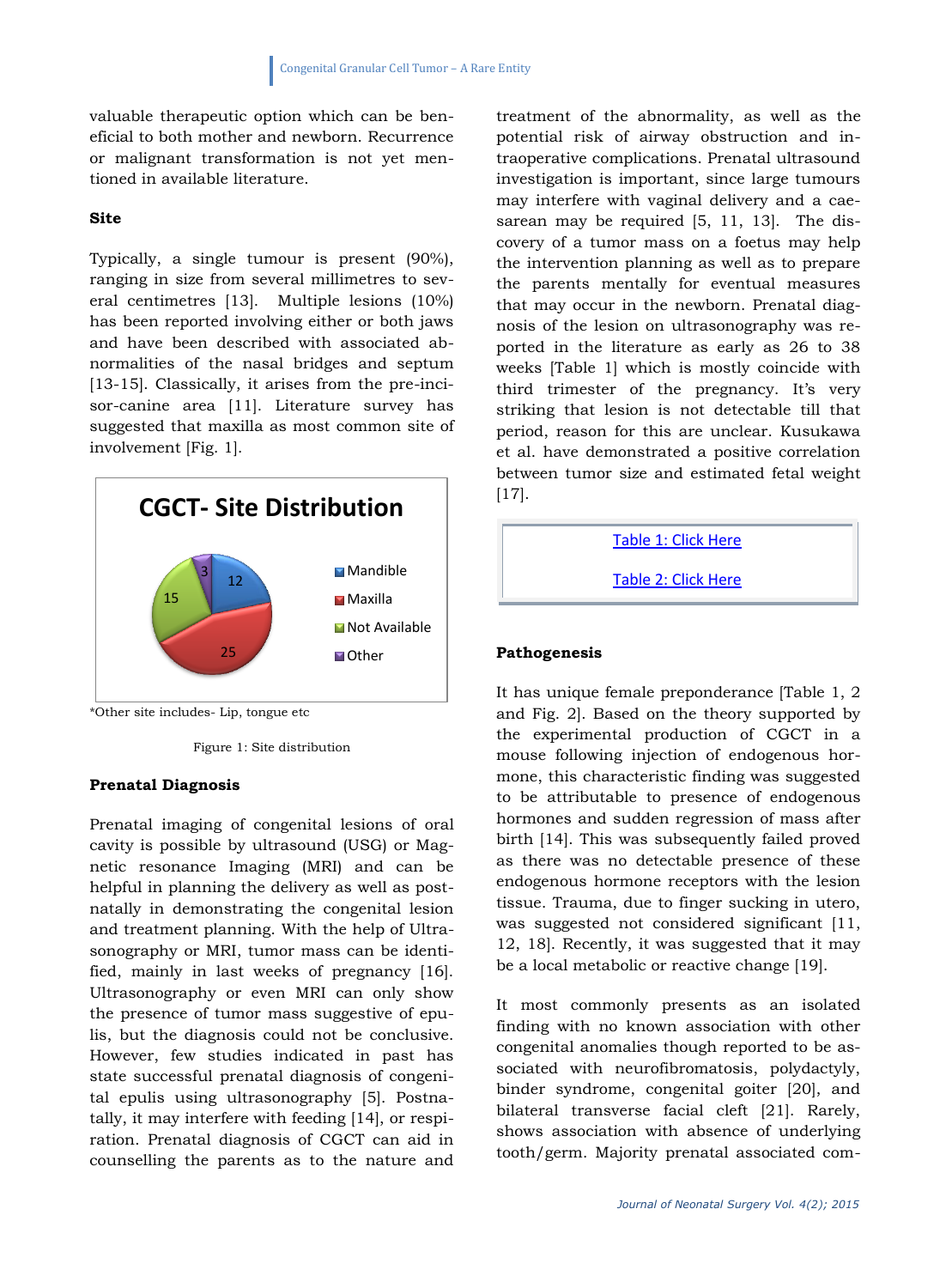valuable therapeutic option which can be beneficial to both mother and newborn. Recurrence or malignant transformation is not yet mentioned in available literature.

**Site**

Typically, a single tumour is present (90%), ranging in size from several millimetres to several centimetres [13]. Multiple lesions (10%) has been reported involving either or both jaws and have been described with associated abnormalities of the nasal bridges and septum [13-15]. Classically, it arises from the pre-incisor-canine area [11]. Literature survey has suggested that maxilla as most common site of involvement [Fig. 1].

**CGCT- Site Distribution**

| Site | Number |
|---|---|
| Mandible | 12 |
| Maxilla | 25 |
| Not Available | 15 |
| Other | 3 |

*Other site includes- Lip, tongue etc

Figure 1: Site distribution

**Prenatal Diagnosis**

Prenatal imaging of congenital lesions of oral cavity is possible by ultrasound (USG) or Magnetic resonance Imaging (MRI) and can be helpful in planning the delivery as well as postnatally in demonstrating the congenital lesion and treatment planning. With the help of Ultrasonography or MRI, tumor mass can be identified, mainly in last weeks of pregnancy [16]. Ultrasonography or even MRI can only show the presence of tumor mass suggestive of epulis, but the diagnosis could not be conclusive. However, few studies indicated in past has state successful prenatal diagnosis of congenital epulis using ultrasonography [5]. Postnatally, it may interfere with feeding [14], or respiration. Prenatal diagnosis of CGCT can aid in counselling the parents as to the nature and treatment of the abnormality, as well as the potential risk of airway obstruction and intraoperative complications. Prenatal ultrasound investigation is important, since large tumours may interfere with vaginal delivery and a caesarean may be required [5, 11, 13]. The discovery of a tumor mass on a foetus may help the intervention planning as well as to prepare the parents mentally for eventual measures that may occur in the newborn. Prenatal diagnosis of the lesion on ultrasonography was reported in the literature as early as 26 to 38 weeks [Table 1] which is mostly coincide with third trimester of the pregnancy. It's very striking that lesion is not detectable till that period, reason for this are unclear. Kusukawa et al. have demonstrated a positive correlation between tumor size and estimated fetal weight [17].

Table 1: Click Here

Table 2: Click Here

**Pathogenesis**

It has unique female preponderance [Table 1, 2 and Fig. 2]. Based on the theory supported by the experimental production of CGCT in a mouse following injection of endogenous hormone, this characteristic finding was suggested to be attributable to presence of endogenous hormones and sudden regression of mass after birth [14]. This was subsequently failed proved as there was no detectable presence of these endogenous hormone receptors with the lesion tissue. Trauma, due to finger sucking in utero, was suggested not considered significant [11, 12, 18]. Recently, it was suggested that it may be a local metabolic or reactive change [19].

It most commonly presents as an isolated finding with no known association with other congenital anomalies though reported to be associated with neurofibromatosis, polydactyly, binder syndrome, congenital goiter [20], and bilateral transverse facial cleft [21]. Rarely, shows association with absence of underlying tooth/germ. Majority prenatal associated com-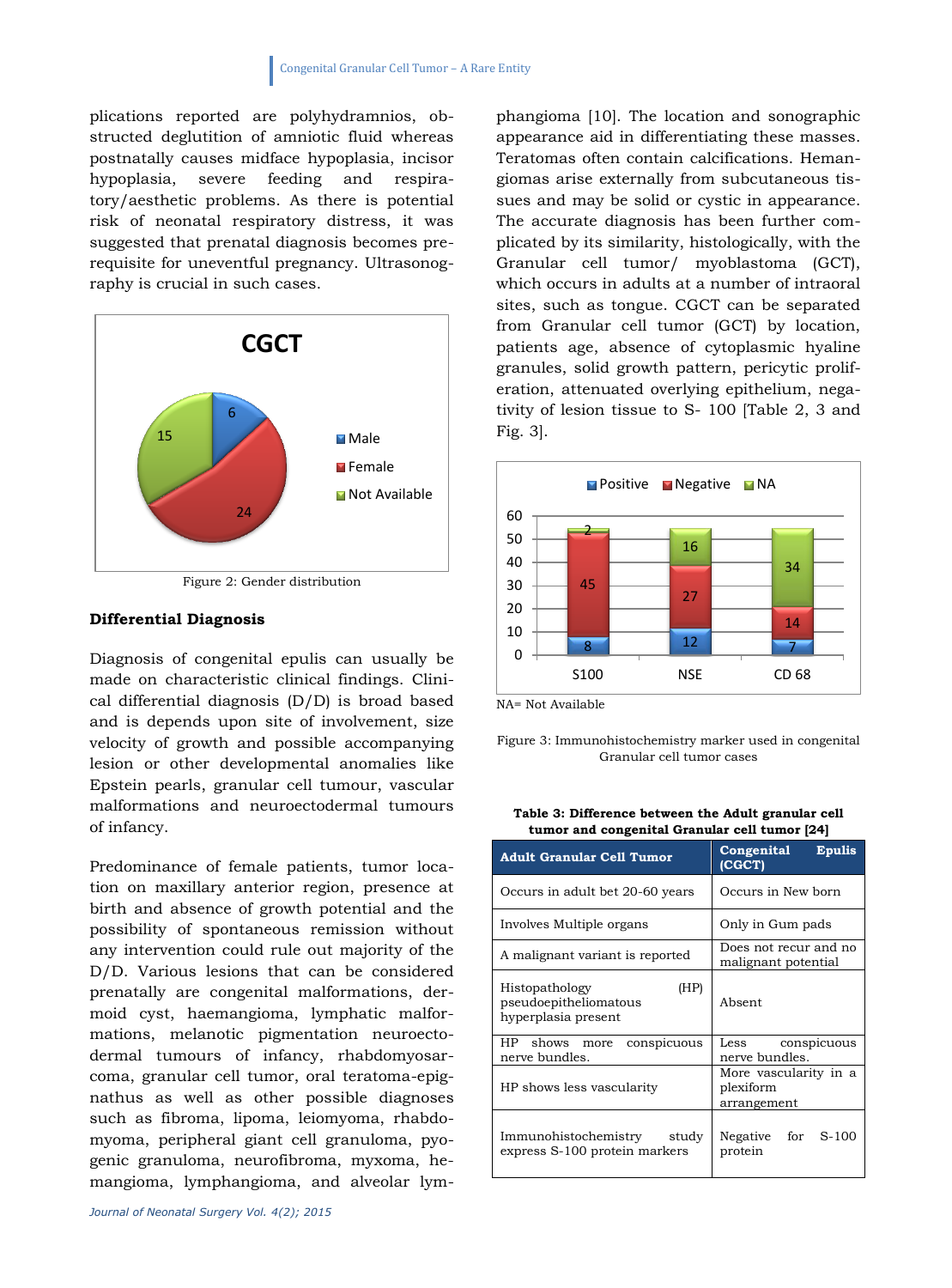plications reported are polyhydramnios, obstructed deglutition of amniotic fluid whereas postnatally causes midface hypoplasia, incisor hypoplasia, severe feeding and respiratory/aesthetic problems. As there is potential risk of neonatal respiratory distress, it was suggested that prenatal diagnosis becomes prerequisite for uneventful pregnancy. Ultrasonography is crucial in such cases.

Figure 2: Gender distribution

## Differential Diagnosis

Diagnosis of congenital epulis can usually be made on characteristic clinical findings. Clinical differential diagnosis (D/D) is broad based and is depends upon site of involvement, size velocity of growth and possible accompanying lesion or other developmental anomalies like Epstein pearls, granular cell tumour, vascular malformations and neuroectodermal tumours of infancy.

Predominance of female patients, tumor location on maxillary anterior region, presence at birth and absence of growth potential and the possibility of spontaneous remission without any intervention could rule out majority of the D/D. Various lesions that can be considered prenatally are congenital malformations, dermoid cyst, haemangioma, lymphatic malformations, melanotic pigmentation neuroectodermal tumours of infancy, rhabdomyosarcoma, granular cell tumor, oral teratoma-epignathus as well as other possible diagnoses such as fibroma, lipoma, leiomyoma, rhabdomyoma, peripheral giant cell granuloma, pyogenic granuloma, neurofibroma, myxoma, hemangioma, lymphangioma, and alveolar lymphangioma [10]. The location and sonographic appearance aid in differentiating these masses. Teratomas often contain calcifications. Hemangiomas arise externally from subcutaneous tissues and may be solid or cystic in appearance. The accurate diagnosis has been further complicated by its similarity, histologically, with the Granular cell tumor/ myoblastoma (GCT), which occurs in adults at a number of intraoral sites, such as tongue. CGCT can be separated from Granular cell tumor (GCT) by location, patients age, absence of cytoplasmic hyaline granules, solid growth pattern, pericytic proliferation, attenuated overlying epithelium, negativity of lesion tissue to S- 100 [Table 2, 3 and Fig. 3].

NA= Not Available

Figure 3: Immunohistochemistry marker used in congenital Granular cell tumor cases

**Table 3: Difference between the Adult granular cell tumor and congenital Granular cell tumor [24]**

| Adult Granular Cell Tumor | Congenital Epulis (CGCT) |
|---|---|
| Occurs in adult bet 20-60 years | Occurs in New born |
| Involves Multiple organs | Only in Gum pads |
| A malignant variant is reported | Does not recur and no malignant potential |
| Histopathology (HP) pseudoepitheliomatous hyperplasia present | Absent |
| HP shows more conspicuous nerve bundles. | Less conspicuous nerve bundles. |
| HP shows less vascularity | More vascularity in a plexiform arrangement |
| Immunohistochemistry study express S-100 protein markers | Negative for S-100 protein |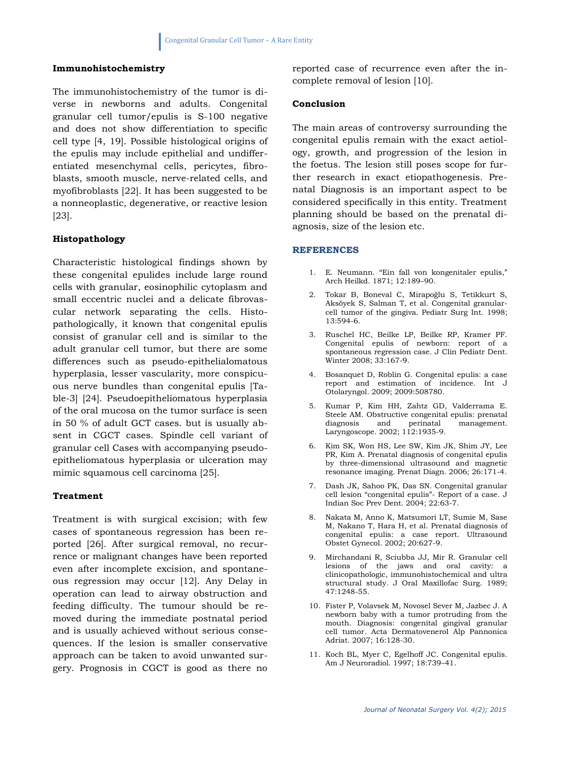### Immunohistochemistry

The immunohistochemistry of the tumor is diverse in newborns and adults. Congenital granular cell tumor/epulis is S-100 negative and does not show differentiation to specific cell type [4, 19]. Possible histological origins of the epulis may include epithelial and undifferentiated mesenchymal cells, pericytes, fibroblasts, smooth muscle, nerve-related cells, and myofibroblasts [22]. It has been suggested to be a nonneoplastic, degenerative, or reactive lesion [23].

### Histopathology

Characteristic histological findings shown by these congenital epulides include large round cells with granular, eosinophilic cytoplasm and small eccentric nuclei and a delicate fibrovascular network separating the cells. Histopathologically, it known that congenital epulis consist of granular cell and is similar to the adult granular cell tumor, but there are some differences such as pseudo-epithelialomatous hyperplasia, lesser vascularity, more conspicuous nerve bundles than congenital epulis [Table-3] [24]. Pseudoepitheliomatous hyperplasia of the oral mucosa on the tumor surface is seen in 50 % of adult GCT cases. but is usually absent in CGCT cases. Spindle cell variant of granular cell Cases with accompanying pseudoepitheliomatous hyperplasia or ulceration may mimic squamous cell carcinoma [25].

### Treatment

Treatment is with surgical excision; with few cases of spontaneous regression has been reported [26]. After surgical removal, no recurrence or malignant changes have been reported even after incomplete excision, and spontaneous regression may occur [12]. Any Delay in operation can lead to airway obstruction and feeding difficulty. The tumour should be removed during the immediate postnatal period and is usually achieved without serious consequences. If the lesion is smaller conservative approach can be taken to avoid unwanted surgery. Prognosis in CGCT is good as there no reported case of recurrence even after the incomplete removal of lesion [10].

### Conclusion

The main areas of controversy surrounding the congenital epulis remain with the exact aetiology, growth, and progression of the lesion in the foetus. The lesion still poses scope for further research in exact etiopathogenesis. Prenatal Diagnosis is an important aspect to be considered specifically in this entity. Treatment planning should be based on the prenatal diagnosis, size of the lesion etc.

## REFERENCES

1. E. Neumann. "Ein fall von kongenitaler epulis," Arch Heilkd. 1871; 12:189–90.
2. Tokar B, Boneval C, Mirapoğlu S, Tetikkurt S, Aksöyek S, Salman T, et al. Congenital granular-cell tumor of the gingiva. Pediatr Surg Int. 1998; 13:594-6.
3. Ruschel HC, Beilke LP, Beilke RP, Kramer PF. Congenital epulis of newborn: report of a spontaneous regression case. J Clin Pediatr Dent. Winter 2008; 33:167-9.
4. Bosanquet D, Roblin G. Congenital epulis: a case report and estimation of incidence. Int J Otolaryngol. 2009; 2009:508780.
5. Kumar P, Kim HH, Zahtz GD, Valderrama E. Steele AM. Obstructive congenital epulis: prenatal diagnosis and perinatal management. Laryngoscope. 2002; 112:1935-9.
6. Kim SK, Won HS, Lee SW, Kim JK, Shim JY, Lee PR, Kim A. Prenatal diagnosis of congenital epulis by three-dimensional ultrasound and magnetic resonance imaging. Prenat Diagn. 2006; 26:171-4.
7. Dash JK, Sahoo PK, Das SN. Congenital granular cell lesion "congenital epulis"- Report of a case. J Indian Soc Prev Dent. 2004; 22:63-7.
8. Nakata M, Anno K, Matsumori LT, Sumie M, Sase M, Nakano T, Hara H, et al. Prenatal diagnosis of congenital epulis: a case report. Ultrasound Obstet Gynecol. 2002; 20:627-9.
9. Mirchandani R, Sciubba JJ, Mir R. Granular cell lesions of the jaws and oral cavity: a clinicopathologic, immunohistochemical and ultra structural study. J Oral Maxillofac Surg. 1989; 47:1248-55.
10. Fister P, Volavsek M, Novosel Sever M, Jazbec J. A newborn baby with a tumor protruding from the mouth. Diagnosis: congenital gingival granular cell tumor. Acta Dermatovenerol Alp Pannonica Adriat. 2007; 16:128-30.
11. Koch BL, Myer C, Egelhoff JC. Congenital epulis. Am J Neuroradiol. 1997; 18:739–41.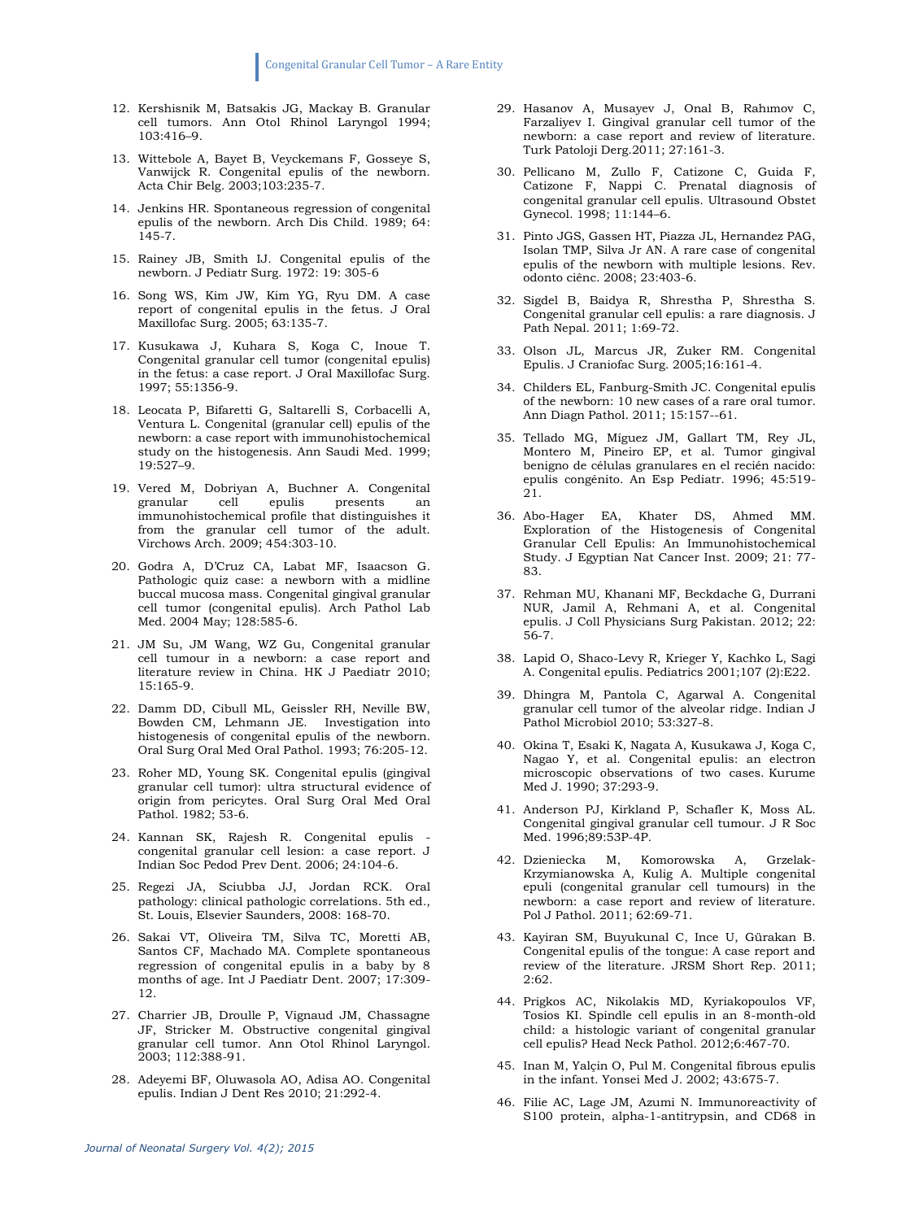12. Kershisnik M, Batsakis JG, Mackay B. Granular cell tumors. Ann Otol Rhinol Laryngol 1994; 103:416–9.

13. Wittebole A, Bayet B, Veyckemans F, Gosseye S, Vanwijck R. Congenital epulis of the newborn. Acta Chir Belg. 2003;103:235-7.

14. Jenkins HR. Spontaneous regression of congenital epulis of the newborn. Arch Dis Child. 1989; 64: 145-7.

15. Rainey JB, Smith IJ. Congenital epulis of the newborn. J Pediatr Surg. 1972: 19: 305-6

16. Song WS, Kim JW, Kim YG, Ryu DM. A case report of congenital epulis in the fetus. J Oral Maxillofac Surg. 2005; 63:135-7.

17. Kusukawa J, Kuhara S, Koga C, Inoue T. Congenital granular cell tumor (congenital epulis) in the fetus: a case report. J Oral Maxillofac Surg. 1997; 55:1356-9.

18. Leocata P, Bifaretti G, Saltarelli S, Corbacelli A, Ventura L. Congenital (granular cell) epulis of the newborn: a case report with immunohistochemical study on the histogenesis. Ann Saudi Med. 1999; 19:527–9.

19. Vered M, Dobriyan A, Buchner A. Congenital granular cell epulis presents an immunohistochemical profile that distinguishes it from the granular cell tumor of the adult. Virchows Arch. 2009; 454:303-10.

20. Godra A, D'Cruz CA, Labat MF, Isaacson G. Pathologic quiz case: a newborn with a midline buccal mucosa mass. Congenital gingival granular cell tumor (congenital epulis). Arch Pathol Lab Med. 2004 May; 128:585-6.

21. JM Su, JM Wang, WZ Gu, Congenital granular cell tumour in a newborn: a case report and literature review in China. HK J Paediatr 2010; 15:165-9.

22. Damm DD, Cibull ML, Geissler RH, Neville BW, Bowden CM, Lehmann JE. Investigation into histogenesis of congenital epulis of the newborn. Oral Surg Oral Med Oral Pathol. 1993; 76:205-12.

23. Roher MD, Young SK. Congenital epulis (gingival granular cell tumor): ultra structural evidence of origin from pericytes. Oral Surg Oral Med Oral Pathol. 1982; 53-6.

24. Kannan SK, Rajesh R. Congenital epulis - congenital granular cell lesion: a case report. J Indian Soc Pedod Prev Dent. 2006; 24:104-6.

25. Regezi JA, Sciubba JJ, Jordan RCK. Oral pathology: clinical pathologic correlations. 5th ed., St. Louis, Elsevier Saunders, 2008: 168-70.

26. Sakai VT, Oliveira TM, Silva TC, Moretti AB, Santos CF, Machado MA. Complete spontaneous regression of congenital epulis in a baby by 8 months of age. Int J Paediatr Dent. 2007; 17:309-12.

27. Charrier JB, Droulle P, Vignaud JM, Chassagne JF, Stricker M. Obstructive congenital gingival granular cell tumor. Ann Otol Rhinol Laryngol. 2003; 112:388-91.

28. Adeyemi BF, Oluwasola AO, Adisa AO. Congenital epulis. Indian J Dent Res 2010; 21:292-4.

29. Hasanov A, Musayev J, Onal B, Rahımov C, Farzaliyev I. Gingival granular cell tumor of the newborn: a case report and review of literature. Turk Patoloji Derg.2011; 27:161-3.

30. Pellicano M, Zullo F, Catizone C, Guida F, Catizone F, Nappi C. Prenatal diagnosis of congenital granular cell epulis. Ultrasound Obstet Gynecol. 1998; 11:144–6.

31. Pinto JGS, Gassen HT, Piazza JL, Hernandez PAG, Isolan TMP, Silva Jr AN. A rare case of congenital epulis of the newborn with multiple lesions. Rev. odonto ciênc. 2008; 23:403-6.

32. Sigdel B, Baidya R, Shrestha P, Shrestha S. Congenital granular cell epulis: a rare diagnosis. J Path Nepal. 2011; 1:69-72.

33. Olson JL, Marcus JR, Zuker RM. Congenital Epulis. J Craniofac Surg. 2005;16:161-4.

34. Childers EL, Fanburg-Smith JC. Congenital epulis of the newborn: 10 new cases of a rare oral tumor. Ann Diagn Pathol. 2011; 15:157--61.

35. Tellado MG, Míguez JM, Gallart TM, Rey JL, Montero M, Pineiro EP, et al. Tumor gingival benigno de células granulares en el recién nacido: epulis congénito. An Esp Pediatr. 1996; 45:519-21.

36. Abo-Hager EA, Khater DS, Ahmed MM. Exploration of the Histogenesis of Congenital Granular Cell Epulis: An Immunohistochemical Study. J Egyptian Nat Cancer Inst. 2009; 21: 77-83.

37. Rehman MU, Khanani MF, Beckdache G, Durrani NUR, Jamil A, Rehmani A, et al. Congenital epulis. J Coll Physicians Surg Pakistan. 2012; 22: 56-7.

38. Lapid O, Shaco-Levy R, Krieger Y, Kachko L, Sagi A. Congenital epulis. Pediatrics 2001;107 (2):E22.

39. Dhingra M, Pantola C, Agarwal A. Congenital granular cell tumor of the alveolar ridge. Indian J Pathol Microbiol 2010; 53:327-8.

40. Okina T, Esaki K, Nagata A, Kusukawa J, Koga C, Nagao Y, et al. Congenital epulis: an electron microscopic observations of two cases. Kurume Med J. 1990; 37:293-9.

41. Anderson PJ, Kirkland P, Schafler K, Moss AL. Congenital gingival granular cell tumour. J R Soc Med. 1996;89:53P-4P.

42. Dzieniecka M, Komorowska A, Grzelak-Krzymianowska A, Kulig A. Multiple congenital epuli (congenital granular cell tumours) in the newborn: a case report and review of literature. Pol J Pathol. 2011; 62:69-71.

43. Kayiran SM, Buyukunal C, Ince U, Gürakan B. Congenital epulis of the tongue: A case report and review of the literature. JRSM Short Rep. 2011; 2:62.

44. Prigkos AC, Nikolakis MD, Kyriakopoulos VF, Tosios KI. Spindle cell epulis in an 8-month-old child: a histologic variant of congenital granular cell epulis? Head Neck Pathol. 2012;6:467-70.

45. Inan M, Yalçin O, Pul M. Congenital fibrous epulis in the infant. Yonsei Med J. 2002; 43:675-7.

46. Filie AC, Lage JM, Azumi N. Immunoreactivity of S100 protein, alpha-1-antitrypsin, and CD68 in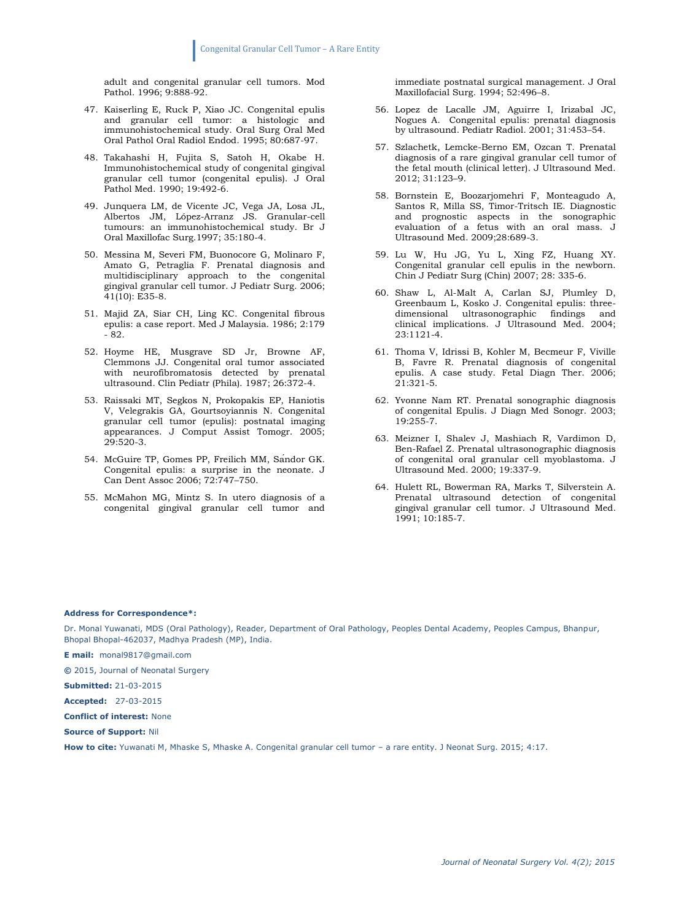adult and congenital granular cell tumors. Mod Pathol. 1996; 9:888-92.

47. Kaiserling E, Ruck P, Xiao JC. Congenital epulis and granular cell tumor: a histologic and immunohistochemical study. Oral Surg Oral Med Oral Pathol Oral Radiol Endod. 1995; 80:687-97.
48. Takahashi H, Fujita S, Satoh H, Okabe H. Immunohistochemical study of congenital gingival granular cell tumor (congenital epulis). J Oral Pathol Med. 1990; 19:492-6.
49. Junquera LM, de Vicente JC, Vega JA, Losa JL, Albertos JM, López-Arranz JS. Granular-cell tumours: an immunohistochemical study. Br J Oral Maxillofac Surg.1997; 35:180-4.
50. Messina M, Severi FM, Buonocore G, Molinaro F, Amato G, Petraglia F. Prenatal diagnosis and multidisciplinary approach to the congenital gingival granular cell tumor. J Pediatr Surg. 2006; 41(10): E35-8.
51. Majid ZA, Siar CH, Ling KC. Congenital fibrous epulis: a case report. Med J Malaysia. 1986; 2:179 - 82.
52. Hoyme HE, Musgrave SD Jr, Browne AF, Clemmons JJ. Congenital oral tumor associated with neurofibromatosis detected by prenatal ultrasound. Clin Pediatr (Phila). 1987; 26:372-4.
53. Raissaki MT, Segkos N, Prokopakis EP, Haniotis V, Velegrakis GA, Gourtsoyiannis N. Congenital granular cell tumor (epulis): postnatal imaging appearances. J Comput Assist Tomogr. 2005; 29:520-3.
54. McGuire TP, Gomes PP, Freilich MM, Sándor GK. Congenital epulis: a surprise in the neonate. J Can Dent Assoc 2006; 72:747–750.
55. McMahon MG, Mintz S. In utero diagnosis of a congenital gingival granular cell tumor and immediate postnatal surgical management. J Oral Maxillofacial Surg. 1994; 52:496–8.
56. Lopez de Lacalle JM, Aguirre I, Irizabal JC, Nogues A. Congenital epulis: prenatal diagnosis by ultrasound. Pediatr Radiol. 2001; 31:453–54.
57. Szlachetk, Lemcke-Berno EM, Ozcan T. Prenatal diagnosis of a rare gingival granular cell tumor of the fetal mouth (clinical letter). J Ultrasound Med. 2012; 31:123–9.
58. Bornstein E, Boozarjomehri F, Monteagudo A, Santos R, Milla SS, Timor-Tritsch IE. Diagnostic and prognostic aspects in the sonographic evaluation of a fetus with an oral mass. J Ultrasound Med. 2009;28:689-3.
59. Lu W, Hu JG, Yu L, Xing FZ, Huang XY. Congenital granular cell epulis in the newborn. Chin J Pediatr Surg (Chin) 2007; 28: 335-6.
60. Shaw L, Al-Malt A, Carlan SJ, Plumley D, Greenbaum L, Kosko J. Congenital epulis: three-dimensional ultrasonographic findings and clinical implications. J Ultrasound Med. 2004; 23:1121-4.
61. Thoma V, Idrissi B, Kohler M, Becmeur F, Viville B, Favre R. Prenatal diagnosis of congenital epulis. A case study. Fetal Diagn Ther. 2006; 21:321-5.
62. Yvonne Nam RT. Prenatal sonographic diagnosis of congenital Epulis. J Diagn Med Sonogr. 2003; 19:255-7.
63. Meizner I, Shalev J, Mashiach R, Vardimon D, Ben-Rafael Z. Prenatal ultrasonographic diagnosis of congenital oral granular cell myoblastoma. J Ultrasound Med. 2000; 19:337-9.
64. Hulett RL, Bowerman RA, Marks T, Silverstein A. Prenatal ultrasound detection of congenital gingival granular cell tumor. J Ultrasound Med. 1991; 10:185-7.

**Address for Correspondence*:**

Dr. Monal Yuwanati, MDS (Oral Pathology), Reader, Department of Oral Pathology, Peoples Dental Academy, Peoples Campus, Bhanpur, Bhopal Bhopal-462037, Madhya Pradesh (MP), India.

**E mail:** monal9817@gmail.com

© 2015, Journal of Neonatal Surgery

**Submitted:** 21-03-2015

**Accepted:** 27-03-2015

**Conflict of interest:** None

**Source of Support:** Nil

**How to cite:** Yuwanati M, Mhaske S, Mhaske A. Congenital granular cell tumor – a rare entity. J Neonat Surg. 2015; 4:17.